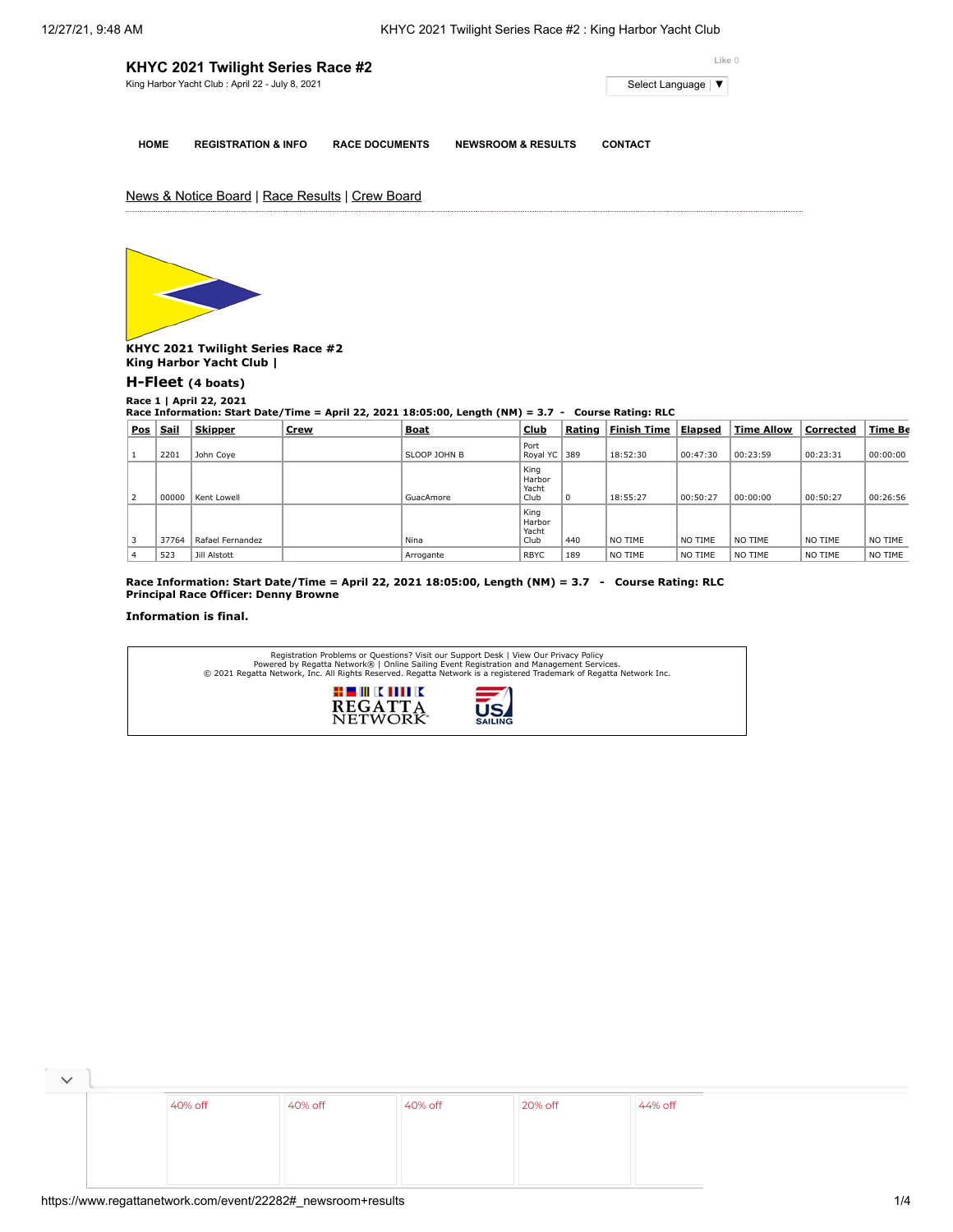# KHYC 2021 Twilight Series Race #2

King Harbor Yacht Club : April 22 - July 8, 2021

Like 0

Select Language ▼

HOME | REGISTRATION & INFO | RACE DOCUMENTS | NEWSROOM & RESULTS | CONTACT

News & Notice Board | Race Results | Crew Board

**KHYC 2021 Twilight Series Race #2**
**King Harbor Yacht Club |**

## H-Fleet (4 boats)

**Race 1 | April 22, 2021**
**Race Information: Start Date/Time = April 22, 2021 18:05:00, Length (NM) = 3.7 - Course Rating: RLC**

| Pos | Sail | Skipper | Crew | Boat | Club | Rating | Finish Time | Elapsed | Time Allow | Corrected | Time Be |
|---|---|---|---|---|---|---|---|---|---|---|---|
| 1 | 2201 | John Coye | | SLOOP JOHN B | Port Royal YC | 389 | 18:52:30 | 00:47:30 | 00:23:59 | 00:23:31 | 00:00:00 |
| 2 | 00000 | Kent Lowell | | GuacAmore | King Harbor Yacht Club | 0 | 18:55:27 | 00:50:27 | 00:00:00 | 00:50:27 | 00:26:56 |
| 3 | 37764 | Rafael Fernandez | | Nina | King Harbor Yacht Club | 440 | NO TIME | NO TIME | NO TIME | NO TIME | NO TIME |
| 4 | 523 | Jill Alstott | | Arrogante | RBYC | 189 | NO TIME | NO TIME | NO TIME | NO TIME | NO TIME |

**Race Information: Start Date/Time = April 22, 2021 18:05:00, Length (NM) = 3.7 - Course Rating: RLC**
**Principal Race Officer: Denny Browne**

**Information is final.**

Registration Problems or Questions? Visit our Support Desk | View Our Privacy Policy
Powered by Regatta Network® | Online Sailing Event Registration and Management Services.
© 2021 Regatta Network, Inc. All Rights Reserved. Regatta Network is a registered Trademark of Regatta Network Inc.

40% off | 40% off | 40% off | 20% off | 44% off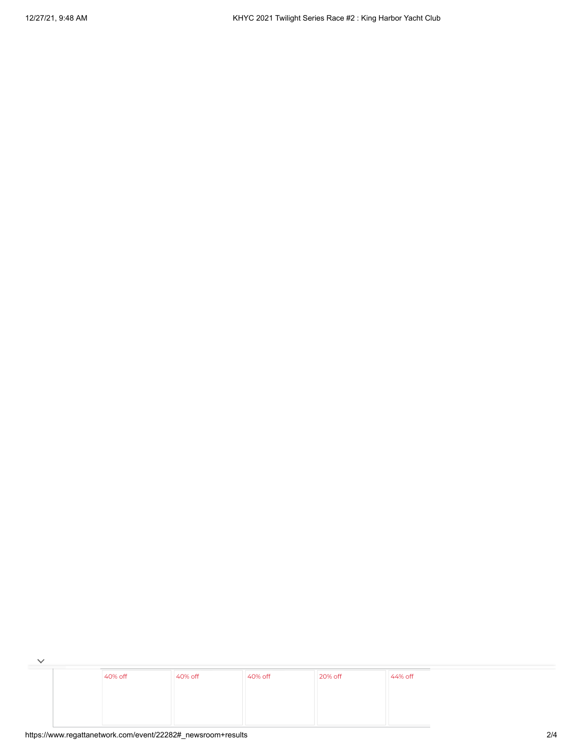40% off | 40% off | 40% off | 20% off | 44% off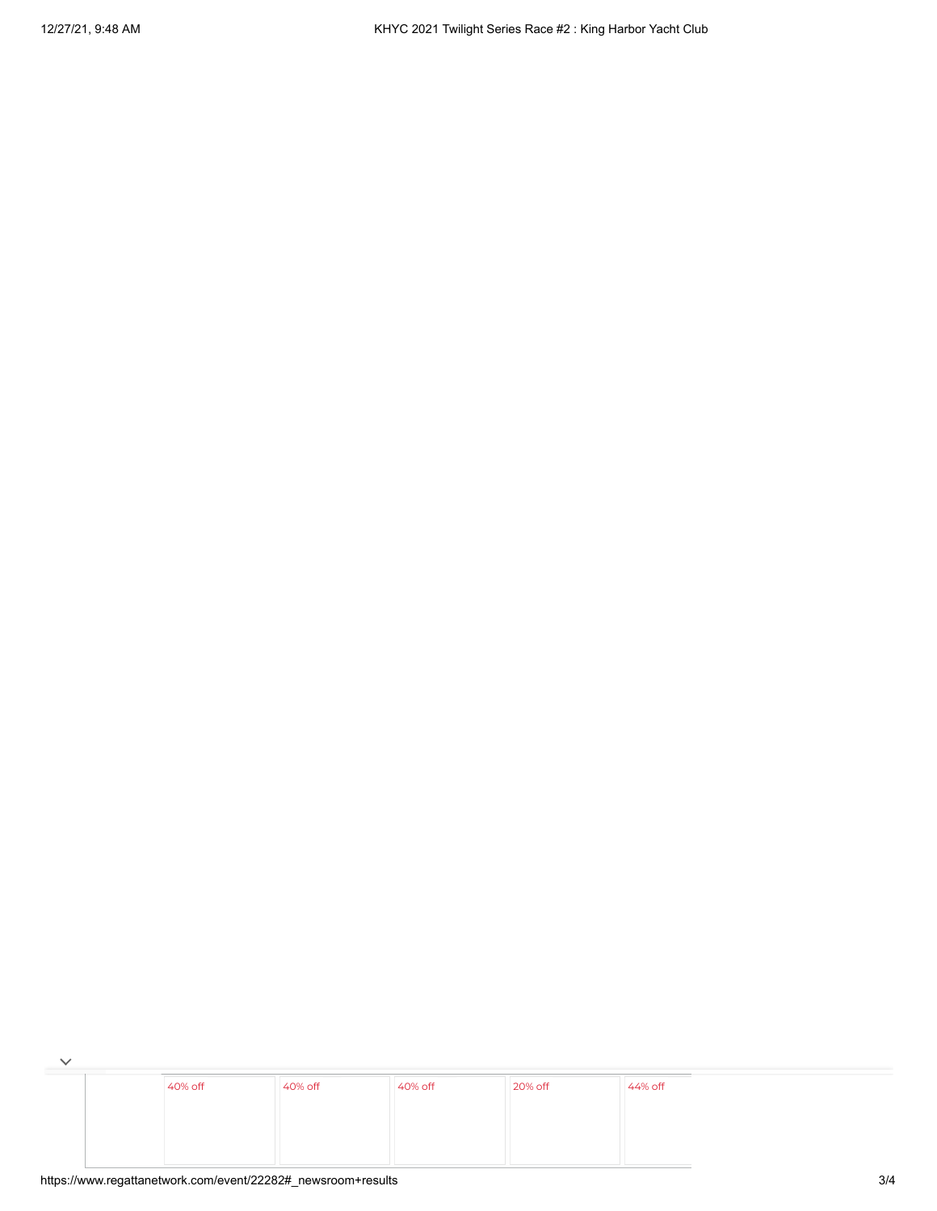40% off

40% off

40% off

20% off

44% off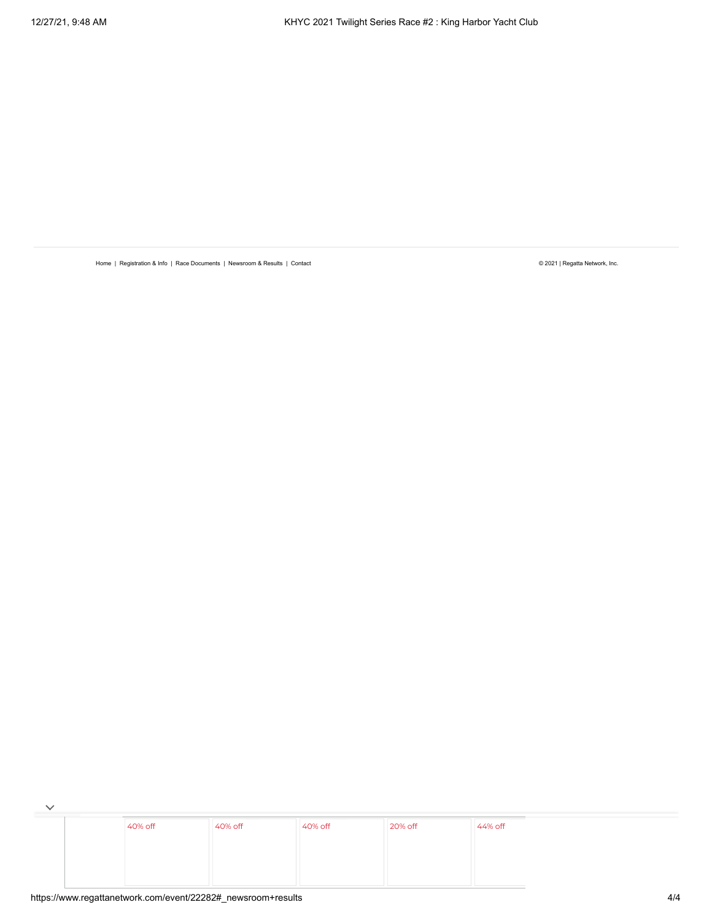Home | Registration & Info | Race Documents | Newsroom & Results | Contact

© 2021 | Regatta Network, Inc.

40% off

40% off

40% off

20% off

44% off